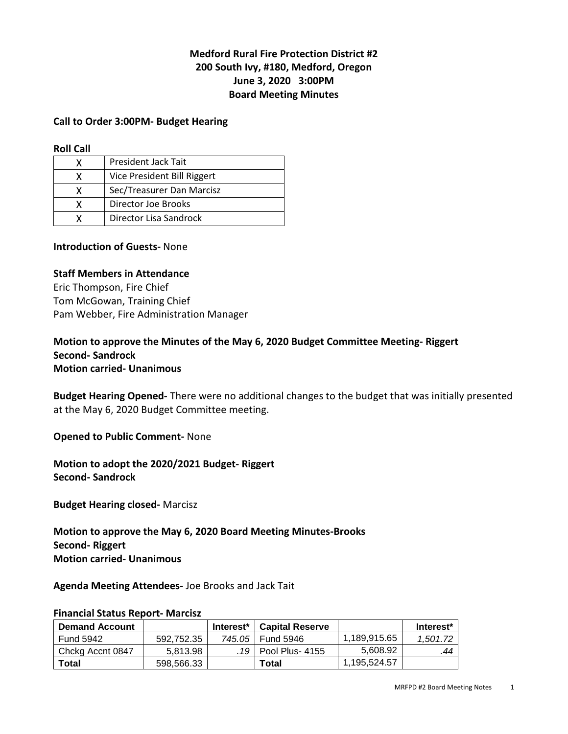**Medford Rural Fire Protection District #2**
**200 South Ivy, #180, Medford, Oregon**
**June 3, 2020 3:00PM**
**Board Meeting Minutes**

**Call to Order 3:00PM- Budget Hearing**

**Roll Call**

| | |
|---|---|
| X | President Jack Tait |
| X | Vice President Bill Riggert |
| X | Sec/Treasurer Dan Marcisz |
| X | Director Joe Brooks |
| X | Director Lisa Sandrock |

**Introduction of Guests-** None

**Staff Members in Attendance**
Eric Thompson, Fire Chief
Tom McGowan, Training Chief
Pam Webber, Fire Administration Manager

**Motion to approve the Minutes of the May 6, 2020 Budget Committee Meeting- Riggert**
**Second- Sandrock**
**Motion carried- Unanimous**

**Budget Hearing Opened-** There were no additional changes to the budget that was initially presented at the May 6, 2020 Budget Committee meeting.

**Opened to Public Comment-** None

**Motion to adopt the 2020/2021 Budget- Riggert**
**Second- Sandrock**

**Budget Hearing closed-** Marcisz

**Motion to approve the May 6, 2020 Board Meeting Minutes-Brooks**
**Second- Riggert**
**Motion carried- Unanimous**

**Agenda Meeting Attendees-** Joe Brooks and Jack Tait

**Financial Status Report- Marcisz**

| Demand Account | | Interest* | Capital Reserve | | Interest* |
|---|---|---|---|---|---|
| Fund 5942 | 592,752.35 | *745.05* | Fund 5946 | 1,189,915.65 | *1,501.72* |
| Chckg Accnt 0847 | 5,813.98 | *.19* | Pool Plus- 4155 | 5,608.92 | *.44* |
| **Total** | 598,566.33 | | **Total** | 1,195,524.57 | |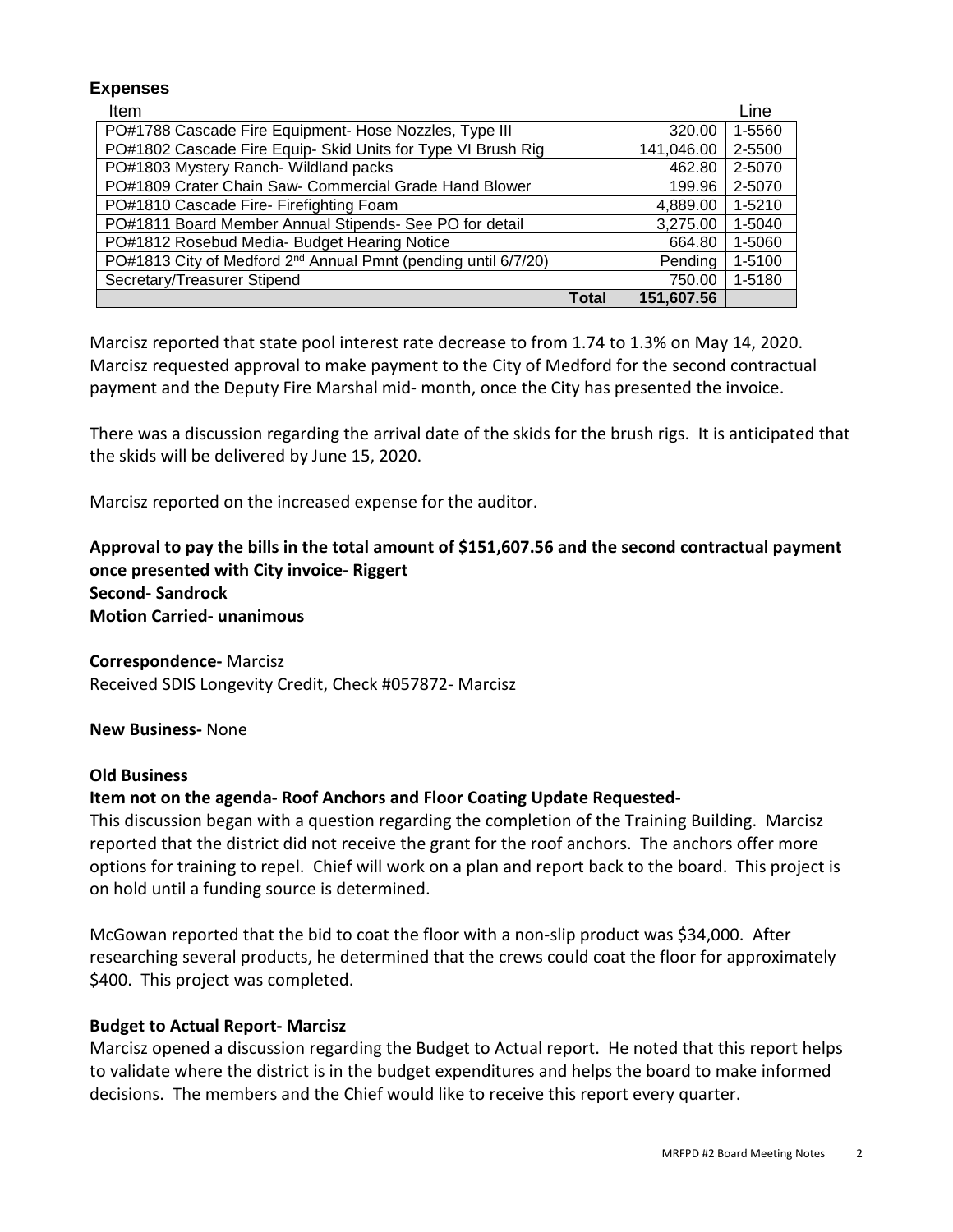### Expenses

| Item | | Line |
|---|---|---|
| PO#1788 Cascade Fire Equipment- Hose Nozzles, Type III | 320.00 | 1-5560 |
| PO#1802 Cascade Fire Equip- Skid Units for Type VI Brush Rig | 141,046.00 | 2-5500 |
| PO#1803 Mystery Ranch- Wildland packs | 462.80 | 2-5070 |
| PO#1809 Crater Chain Saw- Commercial Grade Hand Blower | 199.96 | 2-5070 |
| PO#1810 Cascade Fire- Firefighting Foam | 4,889.00 | 1-5210 |
| PO#1811 Board Member Annual Stipends- See PO for detail | 3,275.00 | 1-5040 |
| PO#1812 Rosebud Media- Budget Hearing Notice | 664.80 | 1-5060 |
| PO#1813 City of Medford 2nd Annual Pmnt (pending until 6/7/20) | Pending | 1-5100 |
| Secretary/Treasurer Stipend | 750.00 | 1-5180 |
| **Total** | **151,607.56** | |

Marcisz reported that state pool interest rate decrease to from 1.74 to 1.3% on May 14, 2020. Marcisz requested approval to make payment to the City of Medford for the second contractual payment and the Deputy Fire Marshal mid- month, once the City has presented the invoice.

There was a discussion regarding the arrival date of the skids for the brush rigs. It is anticipated that the skids will be delivered by June 15, 2020.

Marcisz reported on the increased expense for the auditor.

**Approval to pay the bills in the total amount of $151,607.56 and the second contractual payment once presented with City invoice- Riggert**
**Second- Sandrock**
**Motion Carried- unanimous**

**Correspondence-** Marcisz
Received SDIS Longevity Credit, Check #057872- Marcisz

**New Business-** None

**Old Business**

**Item not on the agenda- Roof Anchors and Floor Coating Update Requested-**

This discussion began with a question regarding the completion of the Training Building. Marcisz reported that the district did not receive the grant for the roof anchors. The anchors offer more options for training to repel. Chief will work on a plan and report back to the board. This project is on hold until a funding source is determined.

McGowan reported that the bid to coat the floor with a non-slip product was $34,000. After researching several products, he determined that the crews could coat the floor for approximately $400. This project was completed.

**Budget to Actual Report- Marcisz**

Marcisz opened a discussion regarding the Budget to Actual report. He noted that this report helps to validate where the district is in the budget expenditures and helps the board to make informed decisions. The members and the Chief would like to receive this report every quarter.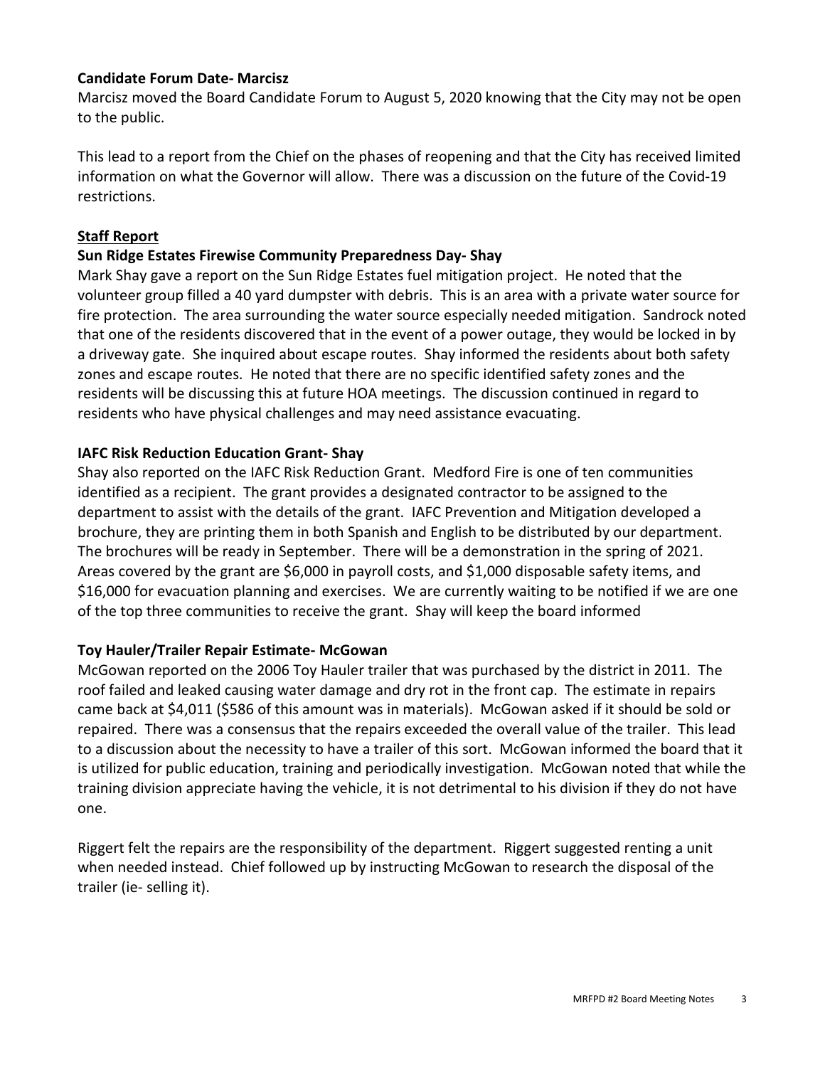**Candidate Forum Date- Marcisz**

Marcisz moved the Board Candidate Forum to August 5, 2020 knowing that the City may not be open to the public.

This lead to a report from the Chief on the phases of reopening and that the City has received limited information on what the Governor will allow. There was a discussion on the future of the Covid-19 restrictions.

## Staff Report

**Sun Ridge Estates Firewise Community Preparedness Day- Shay**

Mark Shay gave a report on the Sun Ridge Estates fuel mitigation project. He noted that the volunteer group filled a 40 yard dumpster with debris. This is an area with a private water source for fire protection. The area surrounding the water source especially needed mitigation. Sandrock noted that one of the residents discovered that in the event of a power outage, they would be locked in by a driveway gate. She inquired about escape routes. Shay informed the residents about both safety zones and escape routes. He noted that there are no specific identified safety zones and the residents will be discussing this at future HOA meetings. The discussion continued in regard to residents who have physical challenges and may need assistance evacuating.

**IAFC Risk Reduction Education Grant- Shay**

Shay also reported on the IAFC Risk Reduction Grant. Medford Fire is one of ten communities identified as a recipient. The grant provides a designated contractor to be assigned to the department to assist with the details of the grant. IAFC Prevention and Mitigation developed a brochure, they are printing them in both Spanish and English to be distributed by our department. The brochures will be ready in September. There will be a demonstration in the spring of 2021. Areas covered by the grant are $6,000 in payroll costs, and $1,000 disposable safety items, and $16,000 for evacuation planning and exercises. We are currently waiting to be notified if we are one of the top three communities to receive the grant. Shay will keep the board informed

**Toy Hauler/Trailer Repair Estimate- McGowan**

McGowan reported on the 2006 Toy Hauler trailer that was purchased by the district in 2011. The roof failed and leaked causing water damage and dry rot in the front cap. The estimate in repairs came back at $4,011 ($586 of this amount was in materials). McGowan asked if it should be sold or repaired. There was a consensus that the repairs exceeded the overall value of the trailer. This lead to a discussion about the necessity to have a trailer of this sort. McGowan informed the board that it is utilized for public education, training and periodically investigation. McGowan noted that while the training division appreciate having the vehicle, it is not detrimental to his division if they do not have one.

Riggert felt the repairs are the responsibility of the department. Riggert suggested renting a unit when needed instead. Chief followed up by instructing McGowan to research the disposal of the trailer (ie- selling it).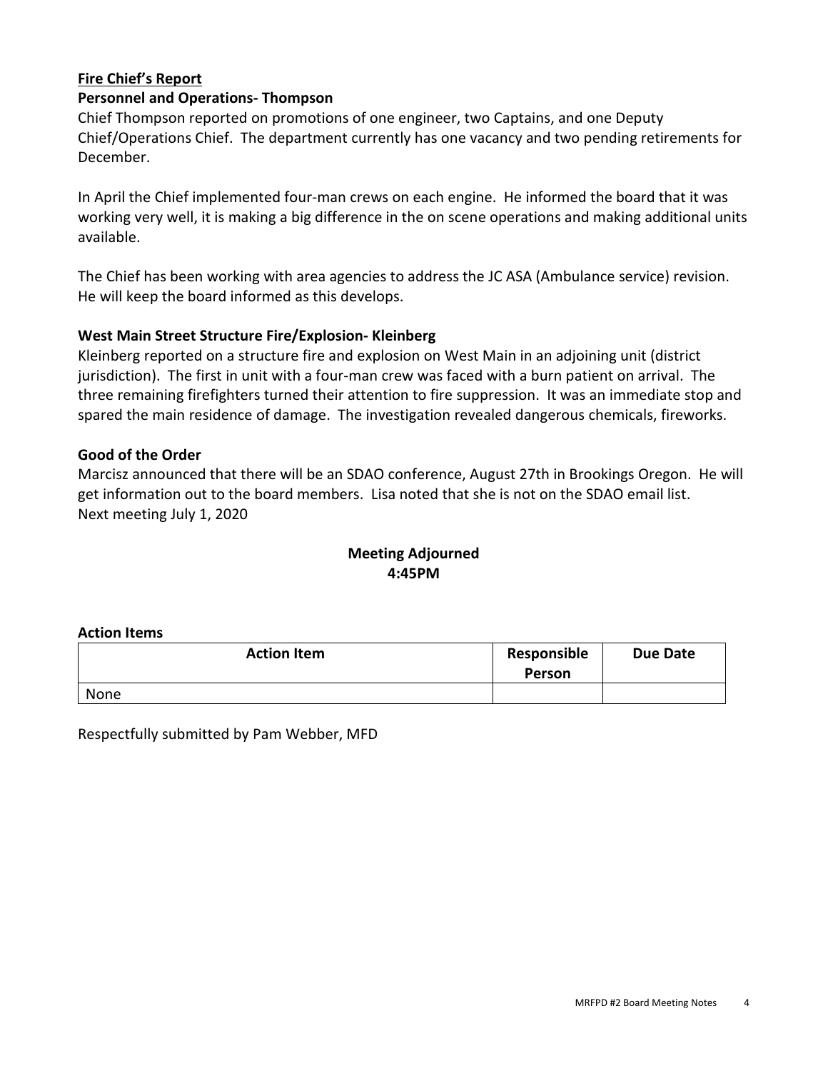## Fire Chief's Report

### Personnel and Operations- Thompson

Chief Thompson reported on promotions of one engineer, two Captains, and one Deputy Chief/Operations Chief. The department currently has one vacancy and two pending retirements for December.

In April the Chief implemented four-man crews on each engine. He informed the board that it was working very well, it is making a big difference in the on scene operations and making additional units available.

The Chief has been working with area agencies to address the JC ASA (Ambulance service) revision. He will keep the board informed as this develops.

### West Main Street Structure Fire/Explosion- Kleinberg

Kleinberg reported on a structure fire and explosion on West Main in an adjoining unit (district jurisdiction). The first in unit with a four-man crew was faced with a burn patient on arrival. The three remaining firefighters turned their attention to fire suppression. It was an immediate stop and spared the main residence of damage. The investigation revealed dangerous chemicals, fireworks.

### Good of the Order

Marcisz announced that there will be an SDAO conference, August 27th in Brookings Oregon. He will get information out to the board members. Lisa noted that she is not on the SDAO email list.
Next meeting July 1, 2020

**Meeting Adjourned**
**4:45PM**

**Action Items**

| Action Item | Responsible Person | Due Date |
| --- | --- | --- |
| None | | |

Respectfully submitted by Pam Webber, MFD